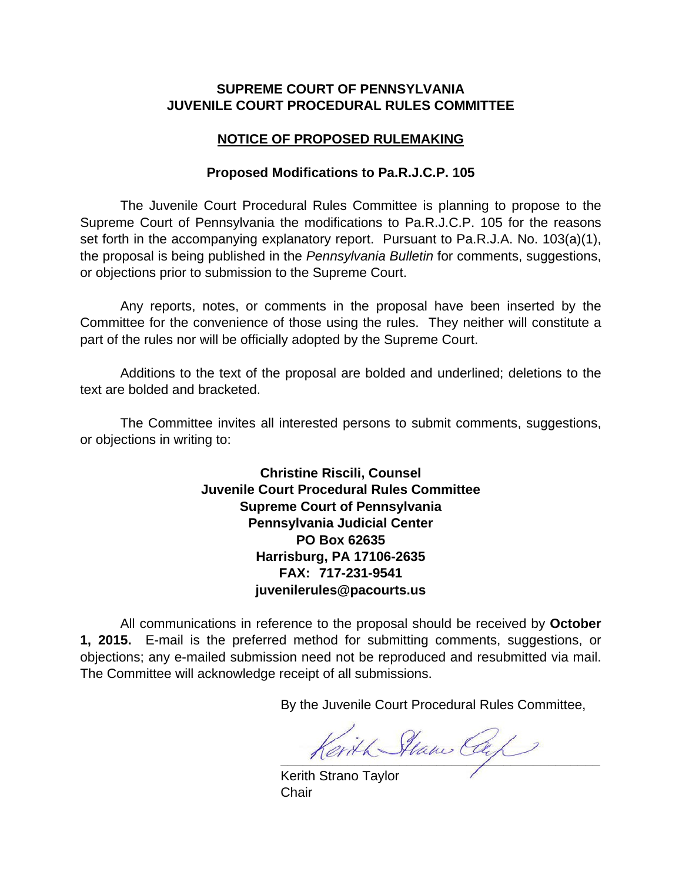**SUPREME COURT OF PENNSYLVANIA**
**JUVENILE COURT PROCEDURAL RULES COMMITTEE**

**NOTICE OF PROPOSED RULEMAKING**

**Proposed Modifications to Pa.R.J.C.P. 105**

The Juvenile Court Procedural Rules Committee is planning to propose to the Supreme Court of Pennsylvania the modifications to Pa.R.J.C.P. 105 for the reasons set forth in the accompanying explanatory report. Pursuant to Pa.R.J.A. No. 103(a)(1), the proposal is being published in the *Pennsylvania Bulletin* for comments, suggestions, or objections prior to submission to the Supreme Court.

Any reports, notes, or comments in the proposal have been inserted by the Committee for the convenience of those using the rules. They neither will constitute a part of the rules nor will be officially adopted by the Supreme Court.

Additions to the text of the proposal are bolded and underlined; deletions to the text are bolded and bracketed.

The Committee invites all interested persons to submit comments, suggestions, or objections in writing to:

**Christine Riscili, Counsel**
**Juvenile Court Procedural Rules Committee**
**Supreme Court of Pennsylvania**
**Pennsylvania Judicial Center**
**PO Box 62635**
**Harrisburg, PA 17106-2635**
**FAX: 717-231-9541**
**juvenilerules@pacourts.us**

All communications in reference to the proposal should be received by **October 1, 2015.** E-mail is the preferred method for submitting comments, suggestions, or objections; any e-mailed submission need not be reproduced and resubmitted via mail. The Committee will acknowledge receipt of all submissions.

By the Juvenile Court Procedural Rules Committee,

Kerith Strano Taylor
Chair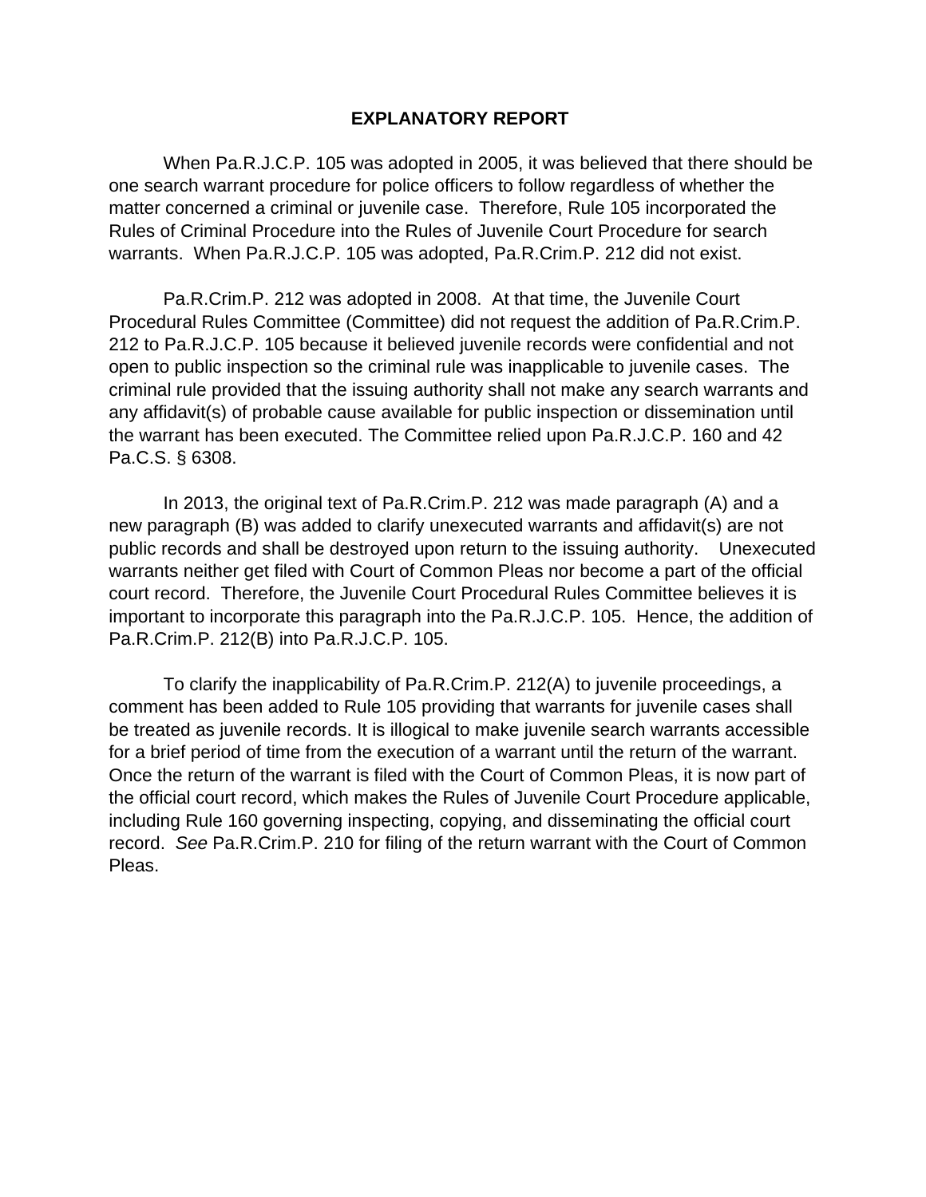## EXPLANATORY REPORT

When Pa.R.J.C.P. 105 was adopted in 2005, it was believed that there should be one search warrant procedure for police officers to follow regardless of whether the matter concerned a criminal or juvenile case. Therefore, Rule 105 incorporated the Rules of Criminal Procedure into the Rules of Juvenile Court Procedure for search warrants. When Pa.R.J.C.P. 105 was adopted, Pa.R.Crim.P. 212 did not exist.

Pa.R.Crim.P. 212 was adopted in 2008. At that time, the Juvenile Court Procedural Rules Committee (Committee) did not request the addition of Pa.R.Crim.P. 212 to Pa.R.J.C.P. 105 because it believed juvenile records were confidential and not open to public inspection so the criminal rule was inapplicable to juvenile cases. The criminal rule provided that the issuing authority shall not make any search warrants and any affidavit(s) of probable cause available for public inspection or dissemination until the warrant has been executed. The Committee relied upon Pa.R.J.C.P. 160 and 42 Pa.C.S. § 6308.

In 2013, the original text of Pa.R.Crim.P. 212 was made paragraph (A) and a new paragraph (B) was added to clarify unexecuted warrants and affidavit(s) are not public records and shall be destroyed upon return to the issuing authority. Unexecuted warrants neither get filed with Court of Common Pleas nor become a part of the official court record. Therefore, the Juvenile Court Procedural Rules Committee believes it is important to incorporate this paragraph into the Pa.R.J.C.P. 105. Hence, the addition of Pa.R.Crim.P. 212(B) into Pa.R.J.C.P. 105.

To clarify the inapplicability of Pa.R.Crim.P. 212(A) to juvenile proceedings, a comment has been added to Rule 105 providing that warrants for juvenile cases shall be treated as juvenile records. It is illogical to make juvenile search warrants accessible for a brief period of time from the execution of a warrant until the return of the warrant. Once the return of the warrant is filed with the Court of Common Pleas, it is now part of the official court record, which makes the Rules of Juvenile Court Procedure applicable, including Rule 160 governing inspecting, copying, and disseminating the official court record. *See* Pa.R.Crim.P. 210 for filing of the return warrant with the Court of Common Pleas.